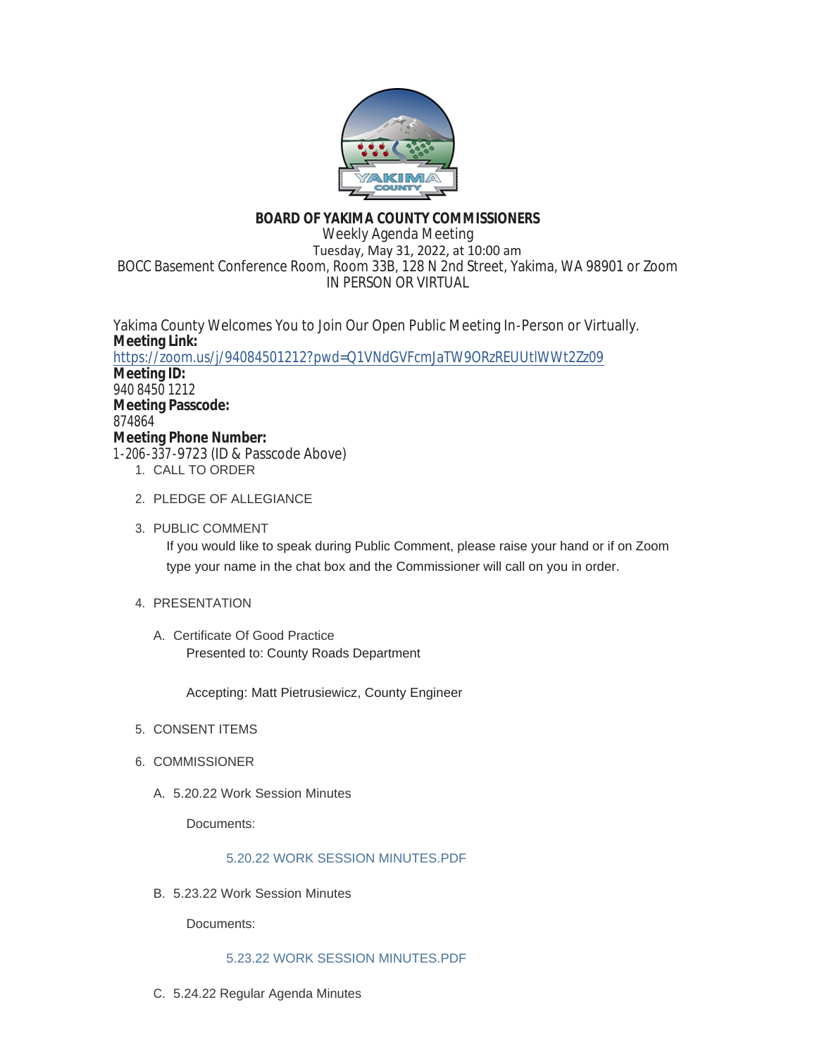**BOARD OF YAKIMA COUNTY COMMISSIONERS**

Weekly Agenda Meeting

Tuesday, May 31, 2022, at 10:00 am

BOCC Basement Conference Room, Room 33B, 128 N 2nd Street, Yakima, WA 98901 or Zoom

IN PERSON OR VIRTUAL

Yakima County Welcomes You to Join Our Open Public Meeting In-Person or Virtually.

**Meeting Link:**
https://zoom.us/j/94084501212?pwd=Q1VNdGVFcmJaTW9ORzREUUtlWWt2Zz09

**Meeting ID:**
940 8450 1212

**Meeting Passcode:**
874864

**Meeting Phone Number:**
1-206-337-9723 (ID & Passcode Above)

1. CALL TO ORDER

2. PLEDGE OF ALLEGIANCE

3. PUBLIC COMMENT

   If you would like to speak during Public Comment, please raise your hand or if on Zoom type your name in the chat box and the Commissioner will call on you in order.

4. PRESENTATION

   A. Certificate Of Good Practice

      Presented to: County Roads Department

      Accepting: Matt Pietrusiewicz, County Engineer

5. CONSENT ITEMS

6. COMMISSIONER

   A. 5.20.22 Work Session Minutes

      Documents:

      5.20.22 WORK SESSION MINUTES.PDF

   B. 5.23.22 Work Session Minutes

      Documents:

      5.23.22 WORK SESSION MINUTES.PDF

   C. 5.24.22 Regular Agenda Minutes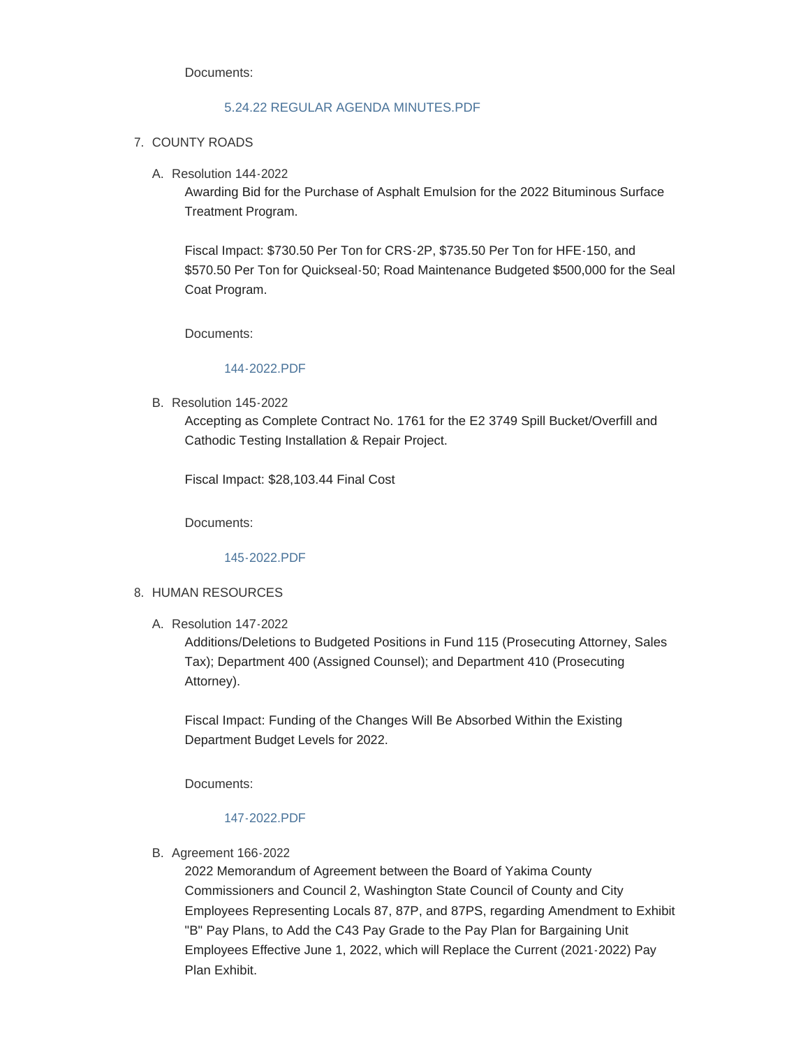Documents:

[5.24.22 REGULAR AGENDA MINUTES.PDF]

7. COUNTY ROADS

   A. Resolution 144-2022

      Awarding Bid for the Purchase of Asphalt Emulsion for the 2022 Bituminous Surface Treatment Program.

      Fiscal Impact: $730.50 Per Ton for CRS-2P, $735.50 Per Ton for HFE-150, and $570.50 Per Ton for Quickseal-50; Road Maintenance Budgeted $500,000 for the Seal Coat Program.

      Documents:

      [144-2022.PDF]

   B. Resolution 145-2022

      Accepting as Complete Contract No. 1761 for the E2 3749 Spill Bucket/Overfill and Cathodic Testing Installation & Repair Project.

      Fiscal Impact: $28,103.44 Final Cost

      Documents:

      [145-2022.PDF]

8. HUMAN RESOURCES

   A. Resolution 147-2022

      Additions/Deletions to Budgeted Positions in Fund 115 (Prosecuting Attorney, Sales Tax); Department 400 (Assigned Counsel); and Department 410 (Prosecuting Attorney).

      Fiscal Impact: Funding of the Changes Will Be Absorbed Within the Existing Department Budget Levels for 2022.

      Documents:

      [147-2022.PDF]

   B. Agreement 166-2022

      2022 Memorandum of Agreement between the Board of Yakima County Commissioners and Council 2, Washington State Council of County and City Employees Representing Locals 87, 87P, and 87PS, regarding Amendment to Exhibit "B" Pay Plans, to Add the C43 Pay Grade to the Pay Plan for Bargaining Unit Employees Effective June 1, 2022, which will Replace the Current (2021-2022) Pay Plan Exhibit.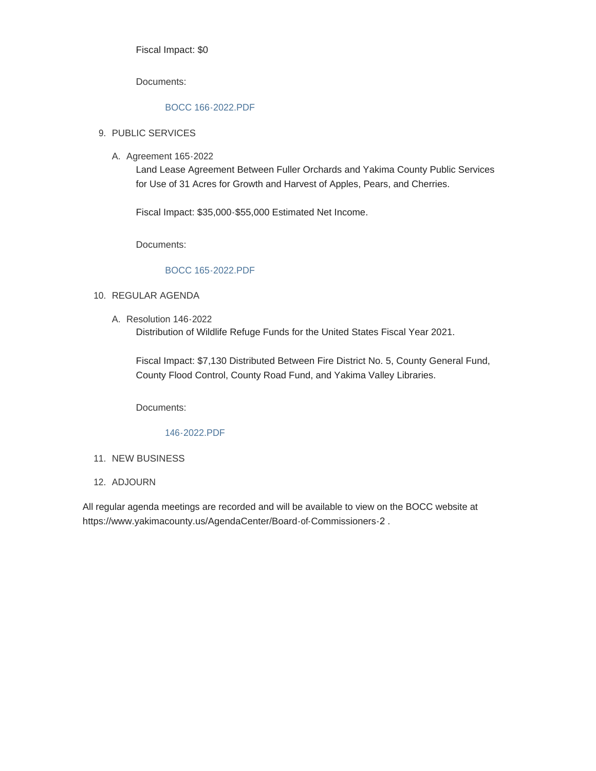Fiscal Impact: $0

Documents:

BOCC 166-2022.PDF

9. PUBLIC SERVICES

   A. Agreement 165-2022

      Land Lease Agreement Between Fuller Orchards and Yakima County Public Services for Use of 31 Acres for Growth and Harvest of Apples, Pears, and Cherries.

      Fiscal Impact: $35,000-$55,000 Estimated Net Income.

      Documents:

      BOCC 165-2022.PDF

10. REGULAR AGENDA

    A. Resolution 146-2022

       Distribution of Wildlife Refuge Funds for the United States Fiscal Year 2021.

       Fiscal Impact: $7,130 Distributed Between Fire District No. 5, County General Fund, County Flood Control, County Road Fund, and Yakima Valley Libraries.

       Documents:

       146-2022.PDF

11. NEW BUSINESS

12. ADJOURN

All regular agenda meetings are recorded and will be available to view on the BOCC website at https://www.yakimacounty.us/AgendaCenter/Board-of-Commissioners-2 .